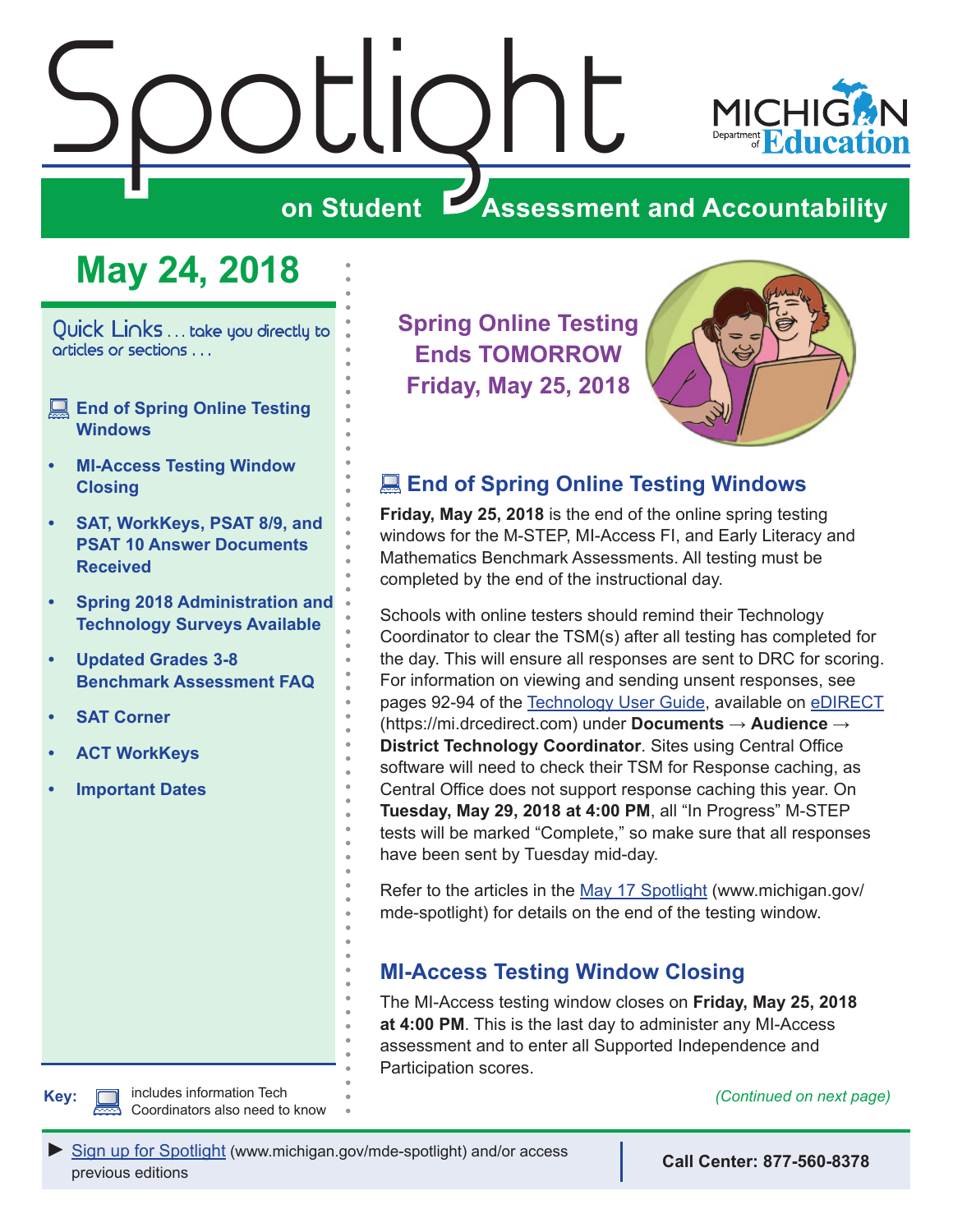# Spotlight

## on Student Assessment and Accountability

MICHIGAN Department of Education

## May 24, 2018

Quick Links . . . take you directly to articles or sections . . .

- End of Spring Online Testing Windows
- MI-Access Testing Window Closing
- SAT, WorkKeys, PSAT 8/9, and PSAT 10 Answer Documents Received
- Spring 2018 Administration and Technology Surveys Available
- Updated Grades 3-8 Benchmark Assessment FAQ
- SAT Corner
- ACT WorkKeys
- Important Dates

**Key:** includes information Tech Coordinators also need to know

**Spring Online Testing Ends TOMORROW Friday, May 25, 2018**

## End of Spring Online Testing Windows

**Friday, May 25, 2018** is the end of the online spring testing windows for the M-STEP, MI-Access FI, and Early Literacy and Mathematics Benchmark Assessments. All testing must be completed by the end of the instructional day.

Schools with online testers should remind their Technology Coordinator to clear the TSM(s) after all testing has completed for the day. This will ensure all responses are sent to DRC for scoring. For information on viewing and sending unsent responses, see pages 92-94 of the Technology User Guide, available on eDIRECT (https://mi.drcedirect.com) under **Documents → Audience → District Technology Coordinator**. Sites using Central Office software will need to check their TSM for Response caching, as Central Office does not support response caching this year. On **Tuesday, May 29, 2018 at 4:00 PM**, all "In Progress" M-STEP tests will be marked "Complete," so make sure that all responses have been sent by Tuesday mid-day.

Refer to the articles in the May 17 Spotlight (www.michigan.gov/mde-spotlight) for details on the end of the testing window.

## MI-Access Testing Window Closing

The MI-Access testing window closes on **Friday, May 25, 2018 at 4:00 PM**. This is the last day to administer any MI-Access assessment and to enter all Supported Independence and Participation scores.

*(Continued on next page)*

► Sign up for Spotlight (www.michigan.gov/mde-spotlight) and/or access previous editions

**Call Center: 877-560-8378**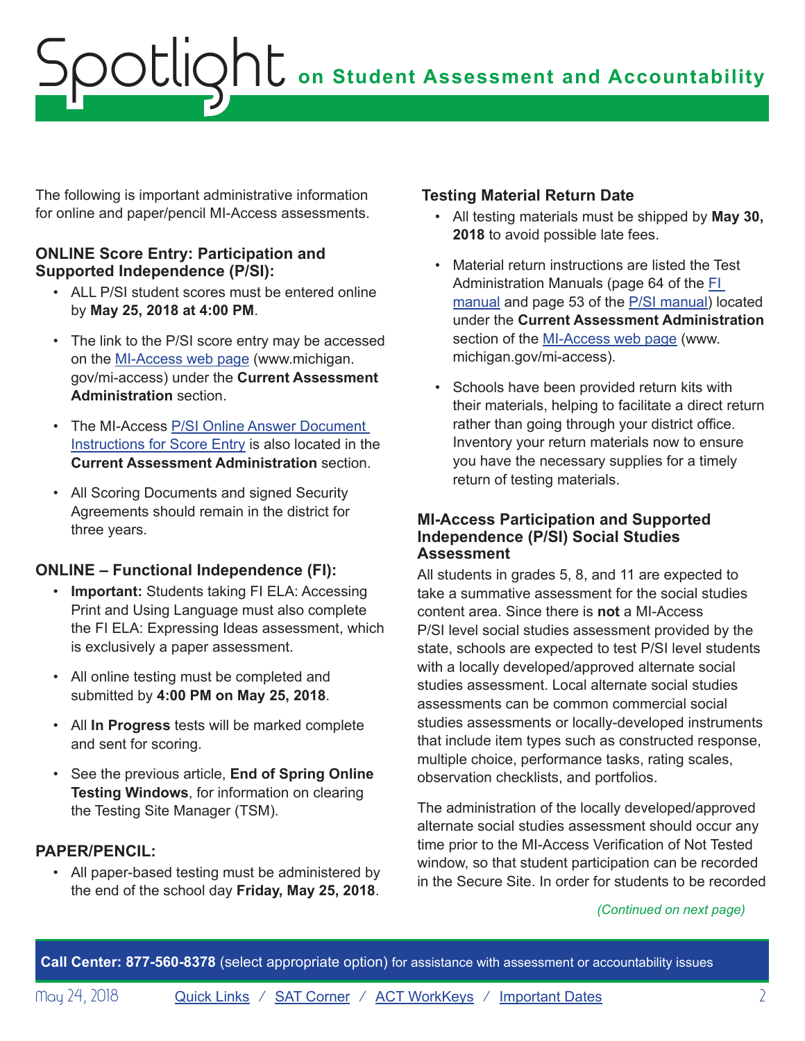The following is important administrative information for online and paper/pencil MI-Access assessments.

### ONLINE Score Entry: Participation and Supported Independence (P/SI):

- ALL P/SI student scores must be entered online by **May 25, 2018 at 4:00 PM**.
- The link to the P/SI score entry may be accessed on the MI-Access web page (www.michigan.gov/mi-access) under the **Current Assessment Administration** section.
- The MI-Access P/SI Online Answer Document Instructions for Score Entry is also located in the **Current Assessment Administration** section.
- All Scoring Documents and signed Security Agreements should remain in the district for three years.

### ONLINE – Functional Independence (FI):

- **Important:** Students taking FI ELA: Accessing Print and Using Language must also complete the FI ELA: Expressing Ideas assessment, which is exclusively a paper assessment.
- All online testing must be completed and submitted by **4:00 PM on May 25, 2018**.
- All **In Progress** tests will be marked complete and sent for scoring.
- See the previous article, **End of Spring Online Testing Windows**, for information on clearing the Testing Site Manager (TSM).

### PAPER/PENCIL:

- All paper-based testing must be administered by the end of the school day **Friday, May 25, 2018**.

### Testing Material Return Date

- All testing materials must be shipped by **May 30, 2018** to avoid possible late fees.
- Material return instructions are listed the Test Administration Manuals (page 64 of the FI manual and page 53 of the P/SI manual) located under the **Current Assessment Administration** section of the MI-Access web page (www.michigan.gov/mi-access).
- Schools have been provided return kits with their materials, helping to facilitate a direct return rather than going through your district office. Inventory your return materials now to ensure you have the necessary supplies for a timely return of testing materials.

### MI-Access Participation and Supported Independence (P/SI) Social Studies Assessment

All students in grades 5, 8, and 11 are expected to take a summative assessment for the social studies content area. Since there is **not** a MI-Access P/SI level social studies assessment provided by the state, schools are expected to test P/SI level students with a locally developed/approved alternate social studies assessment. Local alternate social studies assessments can be common commercial social studies assessments or locally-developed instruments that include item types such as constructed response, multiple choice, performance tasks, rating scales, observation checklists, and portfolios.

The administration of the locally developed/approved alternate social studies assessment should occur any time prior to the MI-Access Verification of Not Tested window, so that student participation can be recorded in the Secure Site. In order for students to be recorded

*(Continued on next page)*

**Call Center: 877-560-8378** (select appropriate option) for assistance with assessment or accountability issues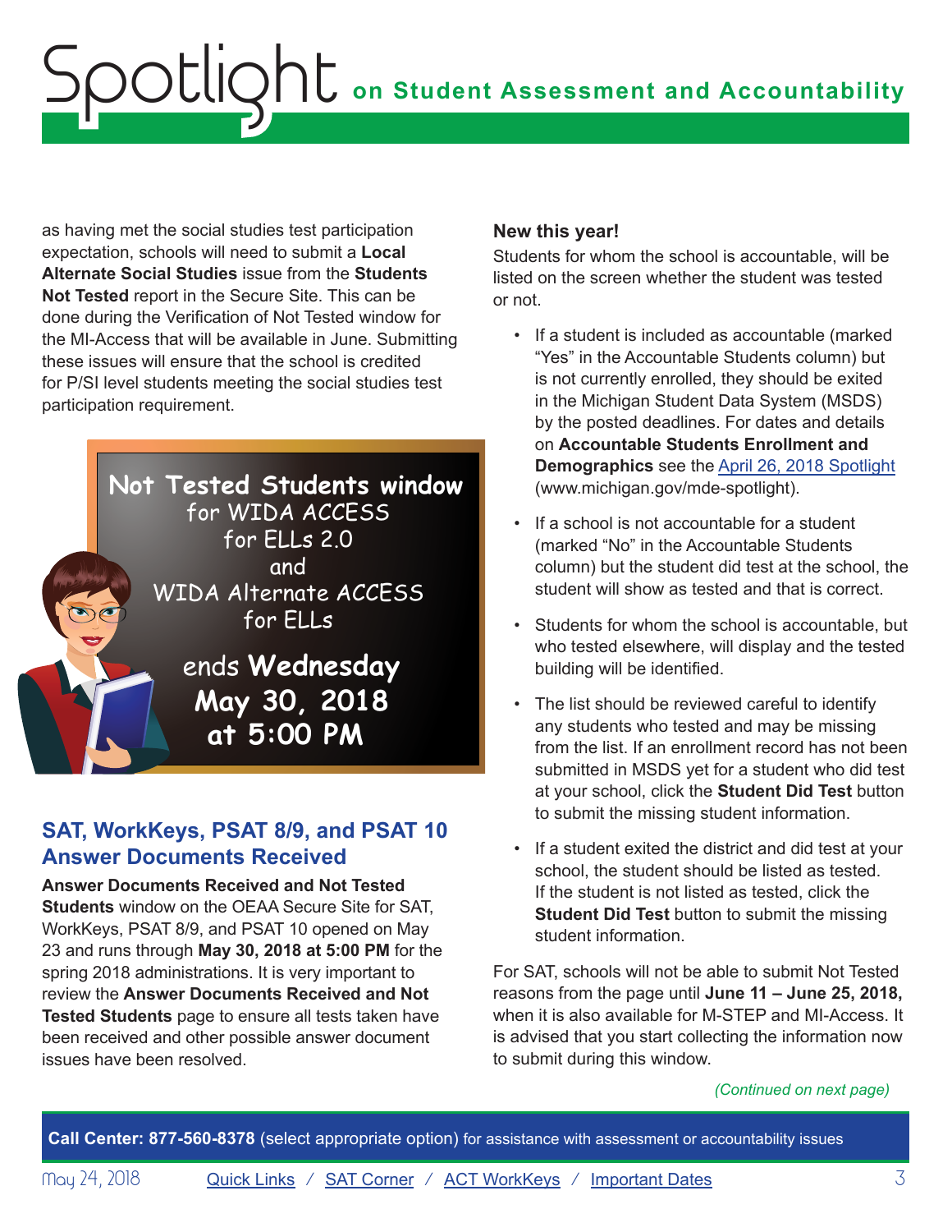as having met the social studies test participation expectation, schools will need to submit a **Local Alternate Social Studies** issue from the **Students Not Tested** report in the Secure Site. This can be done during the Verification of Not Tested window for the MI-Access that will be available in June. Submitting these issues will ensure that the school is credited for P/SI level students meeting the social studies test participation requirement.

**Not Tested Students window** for WIDA ACCESS for ELLs 2.0 and WIDA Alternate ACCESS for ELLs ends **Wednesday May 30, 2018 at 5:00 PM**

## SAT, WorkKeys, PSAT 8/9, and PSAT 10 Answer Documents Received

**Answer Documents Received and Not Tested Students** window on the OEAA Secure Site for SAT, WorkKeys, PSAT 8/9, and PSAT 10 opened on May 23 and runs through **May 30, 2018 at 5:00 PM** for the spring 2018 administrations. It is very important to review the **Answer Documents Received and Not Tested Students** page to ensure all tests taken have been received and other possible answer document issues have been resolved.

### New this year!

Students for whom the school is accountable, will be listed on the screen whether the student was tested or not.

- If a student is included as accountable (marked "Yes" in the Accountable Students column) but is not currently enrolled, they should be exited in the Michigan Student Data System (MSDS) by the posted deadlines. For dates and details on **Accountable Students Enrollment and Demographics** see the [April 26, 2018 Spotlight](www.michigan.gov/mde-spotlight) (www.michigan.gov/mde-spotlight).
- If a school is not accountable for a student (marked "No" in the Accountable Students column) but the student did test at the school, the student will show as tested and that is correct.
- Students for whom the school is accountable, but who tested elsewhere, will display and the tested building will be identified.
- The list should be reviewed careful to identify any students who tested and may be missing from the list. If an enrollment record has not been submitted in MSDS yet for a student who did test at your school, click the **Student Did Test** button to submit the missing student information.
- If a student exited the district and did test at your school, the student should be listed as tested. If the student is not listed as tested, click the **Student Did Test** button to submit the missing student information.

For SAT, schools will not be able to submit Not Tested reasons from the page until **June 11 – June 25, 2018,** when it is also available for M-STEP and MI-Access. It is advised that you start collecting the information now to submit during this window.

*(Continued on next page)*

**Call Center: 877-560-8378** (select appropriate option) for assistance with assessment or accountability issues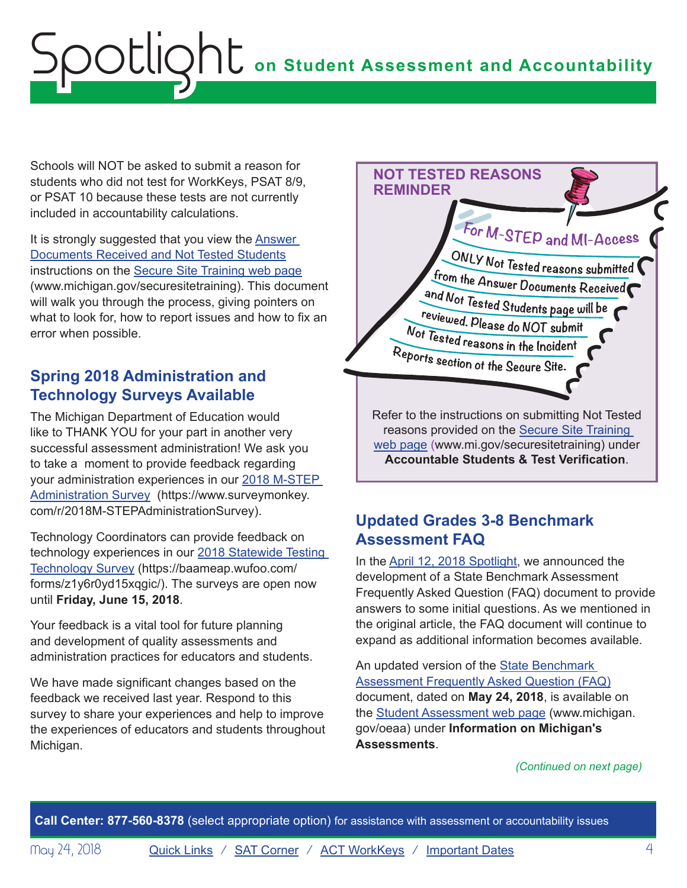Schools will NOT be asked to submit a reason for students who did not test for WorkKeys, PSAT 8/9, or PSAT 10 because these tests are not currently included in accountability calculations.

It is strongly suggested that you view the Answer Documents Received and Not Tested Students instructions on the Secure Site Training web page (www.michigan.gov/securesitetraining). This document will walk you through the process, giving pointers on what to look for, how to report issues and how to fix an error when possible.

## Spring 2018 Administration and Technology Surveys Available

The Michigan Department of Education would like to THANK YOU for your part in another very successful assessment administration! We ask you to take a moment to provide feedback regarding your administration experiences in our 2018 M-STEP Administration Survey (https://www.surveymonkey.com/r/2018M-STEPAdministrationSurvey).

Technology Coordinators can provide feedback on technology experiences in our 2018 Statewide Testing Technology Survey (https://baameap.wufoo.com/forms/z1y6r0yd15xqgic/). The surveys are open now until **Friday, June 15, 2018**.

Your feedback is a vital tool for future planning and development of quality assessments and administration practices for educators and students.

We have made significant changes based on the feedback we received last year. Respond to this survey to share your experiences and help to improve the experiences of educators and students throughout Michigan.

### NOT TESTED REASONS REMINDER

For M-STEP and MI-Access

ONLY Not Tested reasons submitted from the Answer Documents Received and Not Tested Students page will be reviewed. Please do NOT submit Not Tested reasons in the Incident Reports section of the Secure Site.

Refer to the instructions on submitting Not Tested reasons provided on the Secure Site Training web page (www.mi.gov/securesitetraining) under **Accountable Students & Test Verification**.

## Updated Grades 3-8 Benchmark Assessment FAQ

In the April 12, 2018 Spotlight, we announced the development of a State Benchmark Assessment Frequently Asked Question (FAQ) document to provide answers to some initial questions. As we mentioned in the original article, the FAQ document will continue to expand as additional information becomes available.

An updated version of the State Benchmark Assessment Frequently Asked Question (FAQ) document, dated on **May 24, 2018**, is available on the Student Assessment web page (www.michigan.gov/oeaa) under **Information on Michigan's Assessments**.

*(Continued on next page)*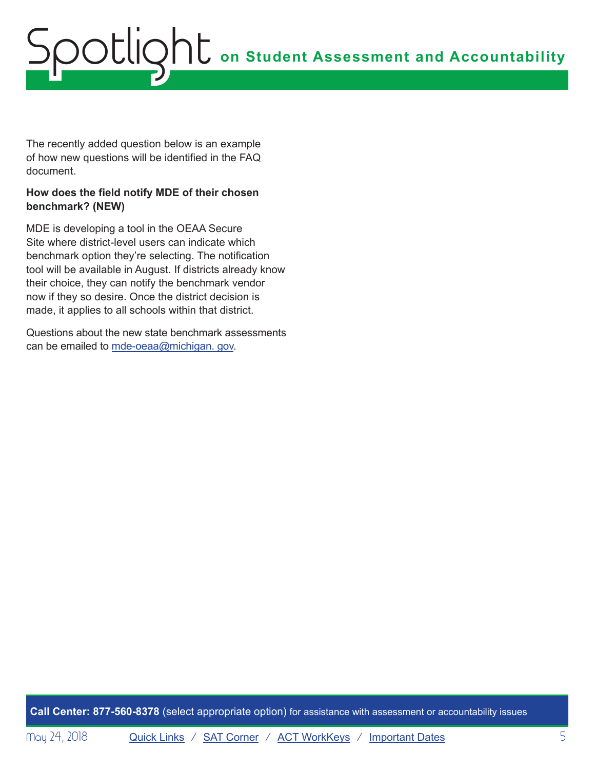The recently added question below is an example of how new questions will be identified in the FAQ document.

**How does the field notify MDE of their chosen benchmark? (NEW)**

MDE is developing a tool in the OEAA Secure Site where district-level users can indicate which benchmark option they're selecting. The notification tool will be available in August. If districts already know their choice, they can notify the benchmark vendor now if they so desire. Once the district decision is made, it applies to all schools within that district.

Questions about the new state benchmark assessments can be emailed to [mde-oeaa@michigan. gov](mailto:mde-oeaa@michigan.gov).

**Call Center: 877-560-8378** (select appropriate option) for assistance with assessment or accountability issues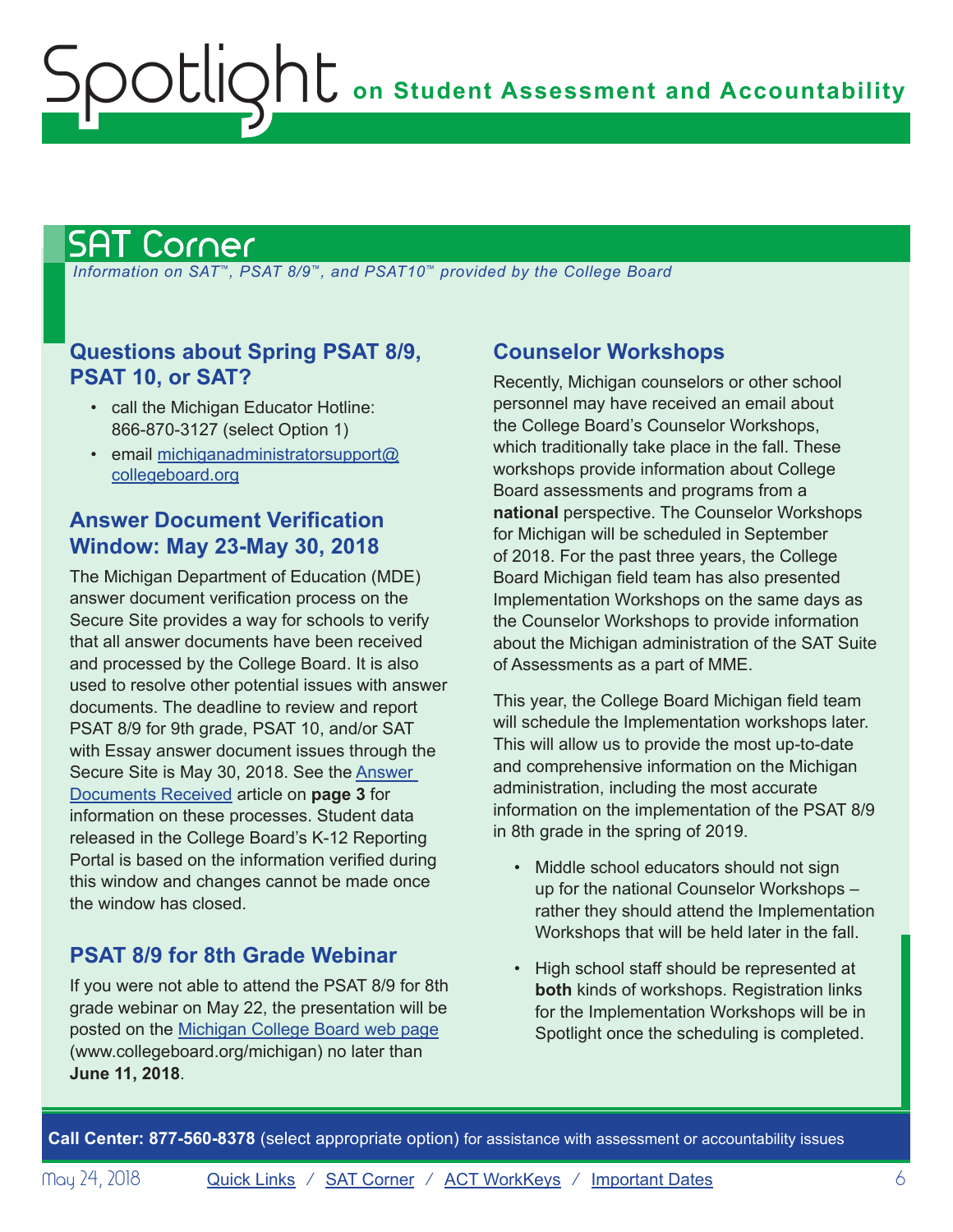## SAT Corner

*Information on SAT™, PSAT 8/9™, and PSAT10™ provided by the College Board*

### Questions about Spring PSAT 8/9, PSAT 10, or SAT?

- call the Michigan Educator Hotline: 866-870-3127 (select Option 1)
- email michiganadministratorsupport@collegeboard.org

### Answer Document Verification Window: May 23-May 30, 2018

The Michigan Department of Education (MDE) answer document verification process on the Secure Site provides a way for schools to verify that all answer documents have been received and processed by the College Board. It is also used to resolve other potential issues with answer documents. The deadline to review and report PSAT 8/9 for 9th grade, PSAT 10, and/or SAT with Essay answer document issues through the Secure Site is May 30, 2018. See the Answer Documents Received article on **page 3** for information on these processes. Student data released in the College Board's K-12 Reporting Portal is based on the information verified during this window and changes cannot be made once the window has closed.

### PSAT 8/9 for 8th Grade Webinar

If you were not able to attend the PSAT 8/9 for 8th grade webinar on May 22, the presentation will be posted on the Michigan College Board web page (www.collegeboard.org/michigan) no later than **June 11, 2018**.

### Counselor Workshops

Recently, Michigan counselors or other school personnel may have received an email about the College Board's Counselor Workshops, which traditionally take place in the fall. These workshops provide information about College Board assessments and programs from a **national** perspective. The Counselor Workshops for Michigan will be scheduled in September of 2018. For the past three years, the College Board Michigan field team has also presented Implementation Workshops on the same days as the Counselor Workshops to provide information about the Michigan administration of the SAT Suite of Assessments as a part of MME.

This year, the College Board Michigan field team will schedule the Implementation workshops later. This will allow us to provide the most up-to-date and comprehensive information on the Michigan administration, including the most accurate information on the implementation of the PSAT 8/9 in 8th grade in the spring of 2019.

- Middle school educators should not sign up for the national Counselor Workshops – rather they should attend the Implementation Workshops that will be held later in the fall.
- High school staff should be represented at **both** kinds of workshops. Registration links for the Implementation Workshops will be in Spotlight once the scheduling is completed.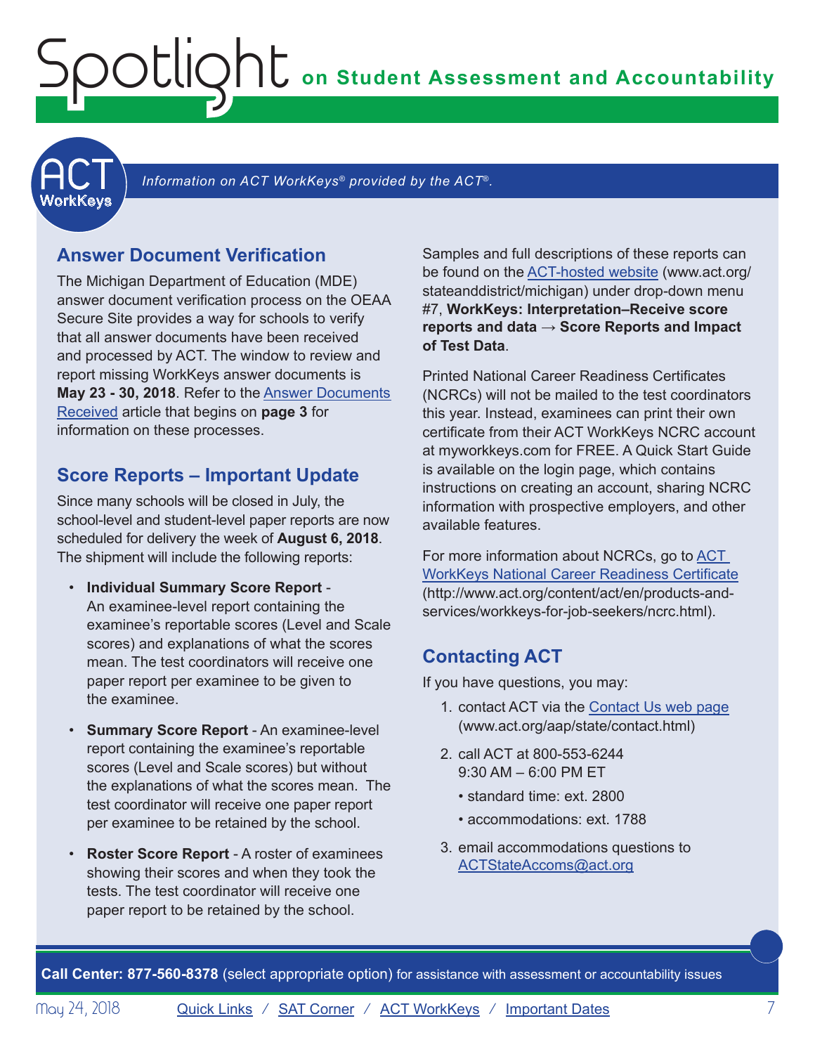# Spotlight on Student Assessment and Accountability

*Information on ACT WorkKeys® provided by the ACT®.*

## Answer Document Verification

The Michigan Department of Education (MDE) answer document verification process on the OEAA Secure Site provides a way for schools to verify that all answer documents have been received and processed by ACT. The window to review and report missing WorkKeys answer documents is **May 23 - 30, 2018**. Refer to the Answer Documents Received article that begins on **page 3** for information on these processes.

## Score Reports – Important Update

Since many schools will be closed in July, the school-level and student-level paper reports are now scheduled for delivery the week of **August 6, 2018**. The shipment will include the following reports:

- **Individual Summary Score Report** - An examinee-level report containing the examinee's reportable scores (Level and Scale scores) and explanations of what the scores mean. The test coordinators will receive one paper report per examinee to be given to the examinee.
- **Summary Score Report** - An examinee-level report containing the examinee's reportable scores (Level and Scale scores) but without the explanations of what the scores mean. The test coordinator will receive one paper report per examinee to be retained by the school.
- **Roster Score Report** - A roster of examinees showing their scores and when they took the tests. The test coordinator will receive one paper report to be retained by the school.

Samples and full descriptions of these reports can be found on the ACT-hosted website (www.act.org/stateanddistrict/michigan) under drop-down menu #7, **WorkKeys: Interpretation–Receive score reports and data → Score Reports and Impact of Test Data**.

Printed National Career Readiness Certificates (NCRCs) will not be mailed to the test coordinators this year. Instead, examinees can print their own certificate from their ACT WorkKeys NCRC account at myworkkeys.com for FREE. A Quick Start Guide is available on the login page, which contains instructions on creating an account, sharing NCRC information with prospective employers, and other available features.

For more information about NCRCs, go to ACT WorkKeys National Career Readiness Certificate (http://www.act.org/content/act/en/products-and-services/workkeys-for-job-seekers/ncrc.html).

## Contacting ACT

If you have questions, you may:

1. contact ACT via the Contact Us web page (www.act.org/aap/state/contact.html)
2. call ACT at 800-553-6244
   9:30 AM – 6:00 PM ET
   - standard time: ext. 2800
   - accommodations: ext. 1788
3. email accommodations questions to ACTStateAccoms@act.org

**Call Center: 877-560-8378** (select appropriate option) for assistance with assessment or accountability issues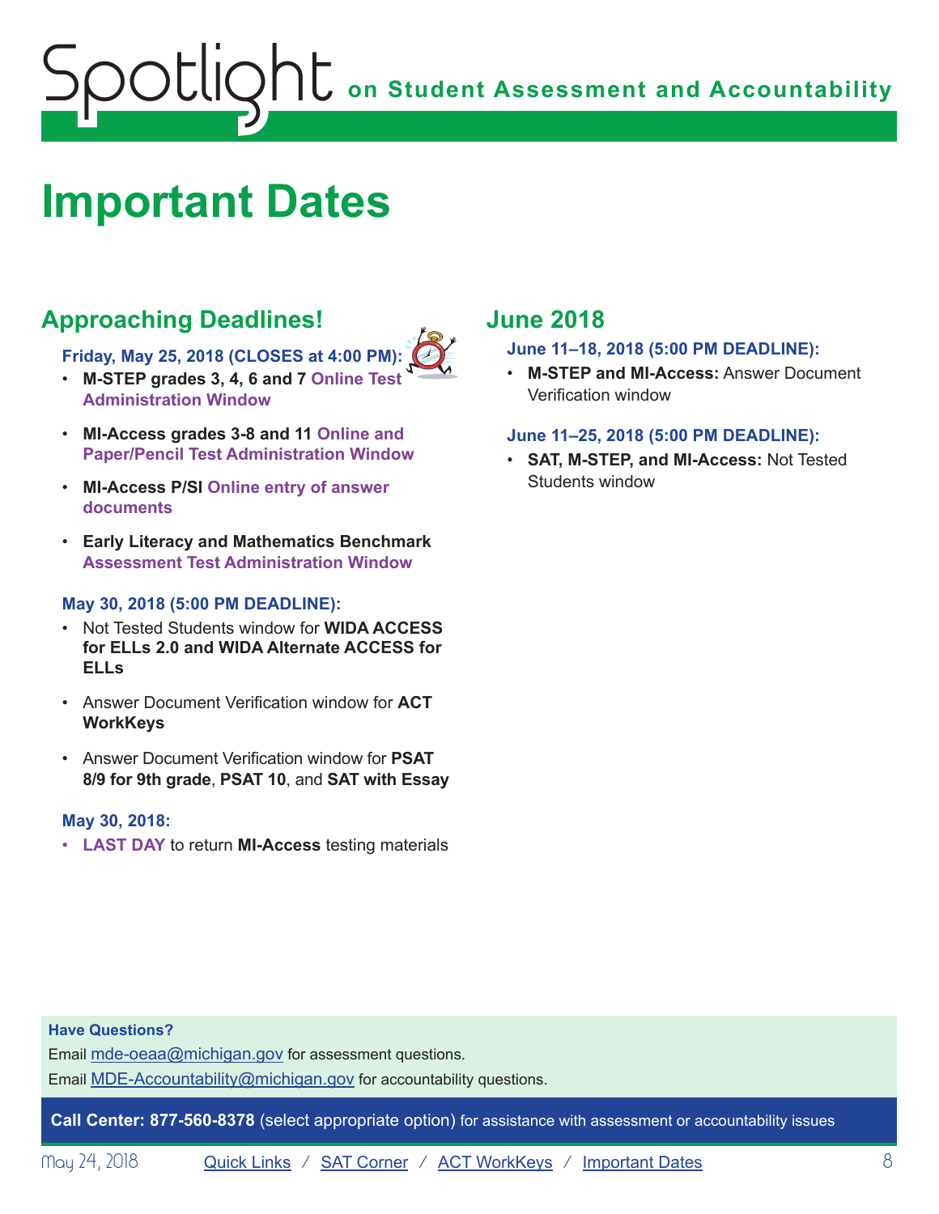# Spotlight on Student Assessment and Accountability

## Important Dates

### Approaching Deadlines!

**Friday, May 25, 2018 (CLOSES at 4:00 PM):**

- **M-STEP grades 3, 4, 6 and 7 Online Test Administration Window**
- **MI-Access grades 3-8 and 11 Online and Paper/Pencil Test Administration Window**
- **MI-Access P/SI Online entry of answer documents**
- **Early Literacy and Mathematics Benchmark Assessment Test Administration Window**

**May 30, 2018 (5:00 PM DEADLINE):**

- Not Tested Students window for **WIDA ACCESS for ELLs 2.0 and WIDA Alternate ACCESS for ELLs**
- Answer Document Verification window for **ACT WorkKeys**
- Answer Document Verification window for **PSAT 8/9 for 9th grade**, **PSAT 10**, and **SAT with Essay**

**May 30, 2018:**

- **LAST DAY** to return **MI-Access** testing materials

### June 2018

**June 11–18, 2018 (5:00 PM DEADLINE):**

- **M-STEP and MI-Access:** Answer Document Verification window

**June 11–25, 2018 (5:00 PM DEADLINE):**

- **SAT, M-STEP, and MI-Access:** Not Tested Students window

**Have Questions?**

Email mde-oeaa@michigan.gov for assessment questions.

Email MDE-Accountability@michigan.gov for accountability questions.

**Call Center: 877-560-8378** (select appropriate option) for assistance with assessment or accountability issues